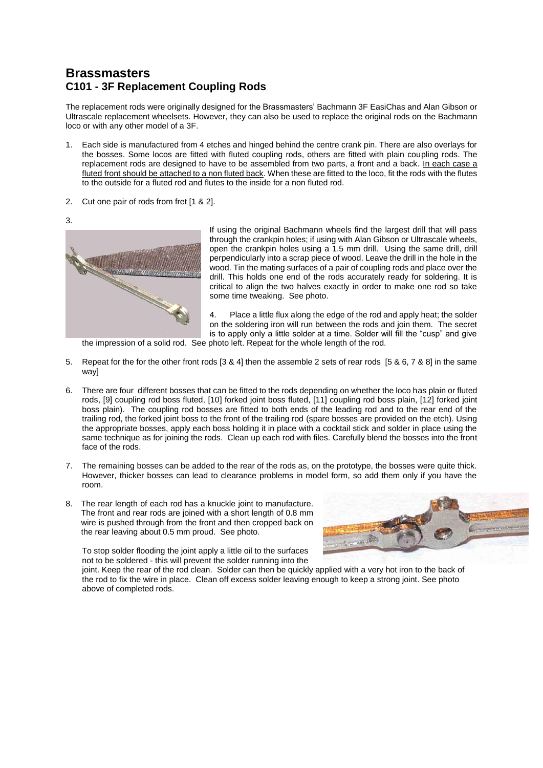# Brassmasters

## C101 - 3F Replacement Coupling Rods

The replacement rods were originally designed for the Brassmasters' Bachmann 3F EasiChas and Alan Gibson or Ultrascale replacement wheelsets. However, they can also be used to replace the original rods on the Bachmann loco or with any other model of a 3F.

1. Each side is manufactured from 4 etches and hinged behind the centre crank pin. There are also overlays for the bosses. Some locos are fitted with fluted coupling rods, others are fitted with plain coupling rods. The replacement rods are designed to have to be assembled from two parts, a front and a back. <u>In each case a fluted front should be attached to a non fluted back</u>. When these are fitted to the loco, fit the rods with the flutes to the outside for a fluted rod and flutes to the inside for a non fluted rod.

2. Cut one pair of rods from fret [1 & 2].

3. If using the original Bachmann wheels find the largest drill that will pass through the crankpin holes; if using with Alan Gibson or Ultrascale wheels, open the crankpin holes using a 1.5 mm drill. Using the same drill, drill perpendicularly into a scrap piece of wood. Leave the drill in the hole in the wood. Tin the mating surfaces of a pair of coupling rods and place over the drill. This holds one end of the rods accurately ready for soldering. It is critical to align the two halves exactly in order to make one rod so take some time tweaking. See photo.

4. Place a little flux along the edge of the rod and apply heat; the solder on the soldering iron will run between the rods and join them. The secret is to apply only a little solder at a time. Solder will fill the "cusp" and give the impression of a solid rod. See photo left. Repeat for the whole length of the rod.

5. Repeat for the for the other front rods [3 & 4] then the assemble 2 sets of rear rods [5 & 6, 7 & 8] in the same way]

6. There are four different bosses that can be fitted to the rods depending on whether the loco has plain or fluted rods, [9] coupling rod boss fluted, [10] forked joint boss fluted, [11] coupling rod boss plain, [12] forked joint boss plain). The coupling rod bosses are fitted to both ends of the leading rod and to the rear end of the trailing rod, the forked joint boss to the front of the trailing rod (spare bosses are provided on the etch). Using the appropriate bosses, apply each boss holding it in place with a cocktail stick and solder in place using the same technique as for joining the rods. Clean up each rod with files. Carefully blend the bosses into the front face of the rods.

7. The remaining bosses can be added to the rear of the rods as, on the prototype, the bosses were quite thick. However, thicker bosses can lead to clearance problems in model form, so add them only if you have the room.

8. The rear length of each rod has a knuckle joint to manufacture. The front and rear rods are joined with a short length of 0.8 mm wire is pushed through from the front and then cropped back on the rear leaving about 0.5 mm proud. See photo.

   To stop solder flooding the joint apply a little oil to the surfaces not to be soldered - this will prevent the solder running into the joint. Keep the rear of the rod clean. Solder can then be quickly applied with a very hot iron to the back of the rod to fix the wire in place. Clean off excess solder leaving enough to keep a strong joint. See photo above of completed rods.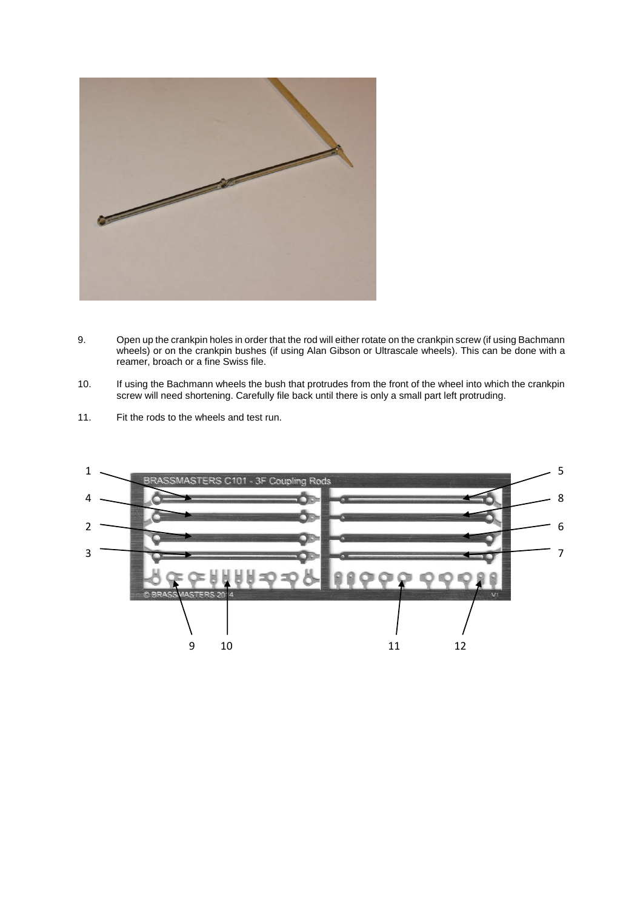9. Open up the crankpin holes in order that the rod will either rotate on the crankpin screw (if using Bachmann wheels) or on the crankpin bushes (if using Alan Gibson or Ultrascale wheels). This can be done with a reamer, broach or a fine Swiss file.

10. If using the Bachmann wheels the bush that protrudes from the front of the wheel into which the crankpin screw will need shortening. Carefully file back until there is only a small part left protruding.

11. Fit the rods to the wheels and test run.

BRASSMASTERS C101 - 3F Coupling Rods

© BRASSMASTERS 2014

V1

1

4

2

3

5

8

6

7

9

10

11

12